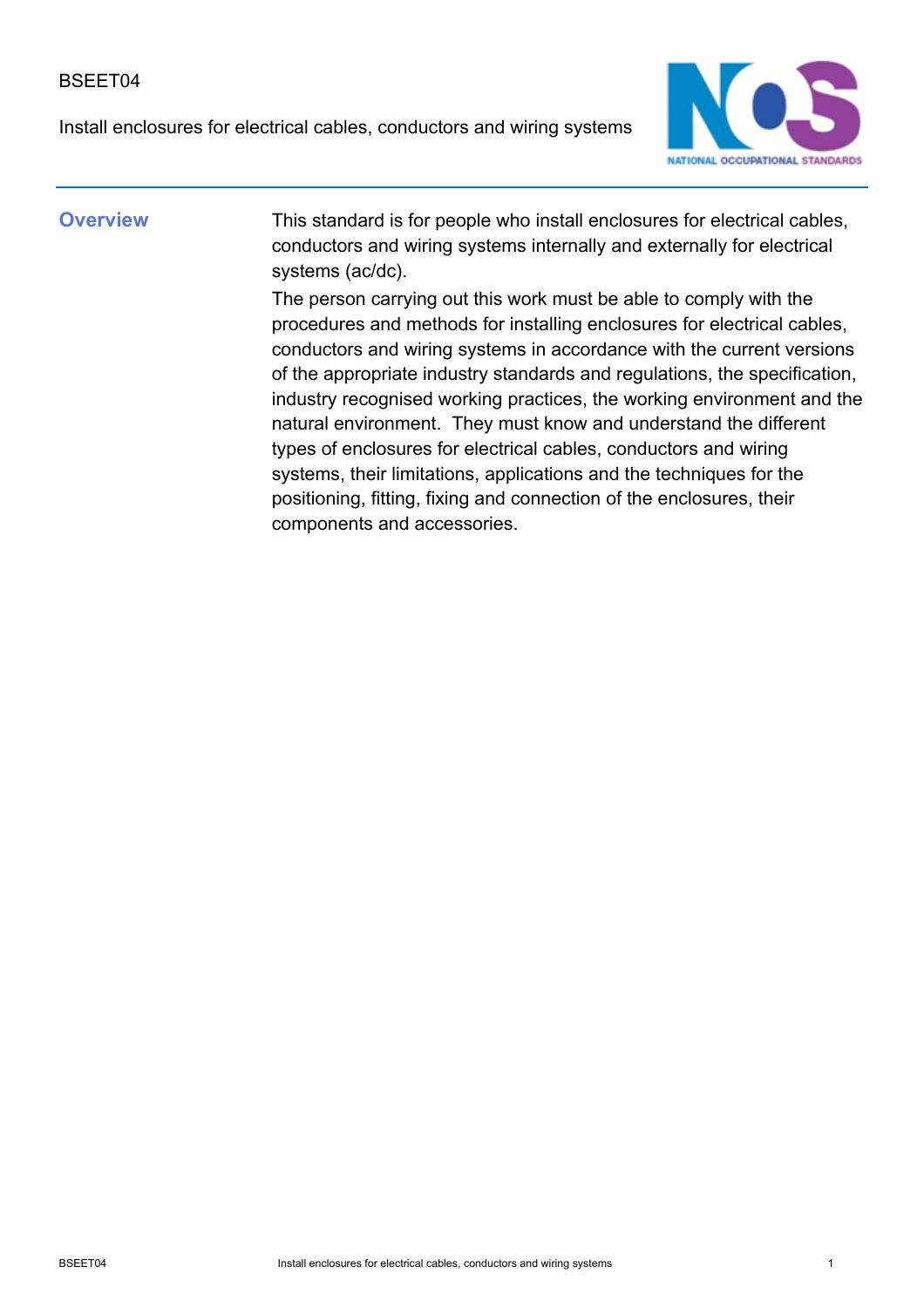BSEET04

Install enclosures for electrical cables, conductors and wiring systems

## Overview

This standard is for people who install enclosures for electrical cables, conductors and wiring systems internally and externally for electrical systems (ac/dc).

The person carrying out this work must be able to comply with the procedures and methods for installing enclosures for electrical cables, conductors and wiring systems in accordance with the current versions of the appropriate industry standards and regulations, the specification, industry recognised working practices, the working environment and the natural environment. They must know and understand the different types of enclosures for electrical cables, conductors and wiring systems, their limitations, applications and the techniques for the positioning, fitting, fixing and connection of the enclosures, their components and accessories.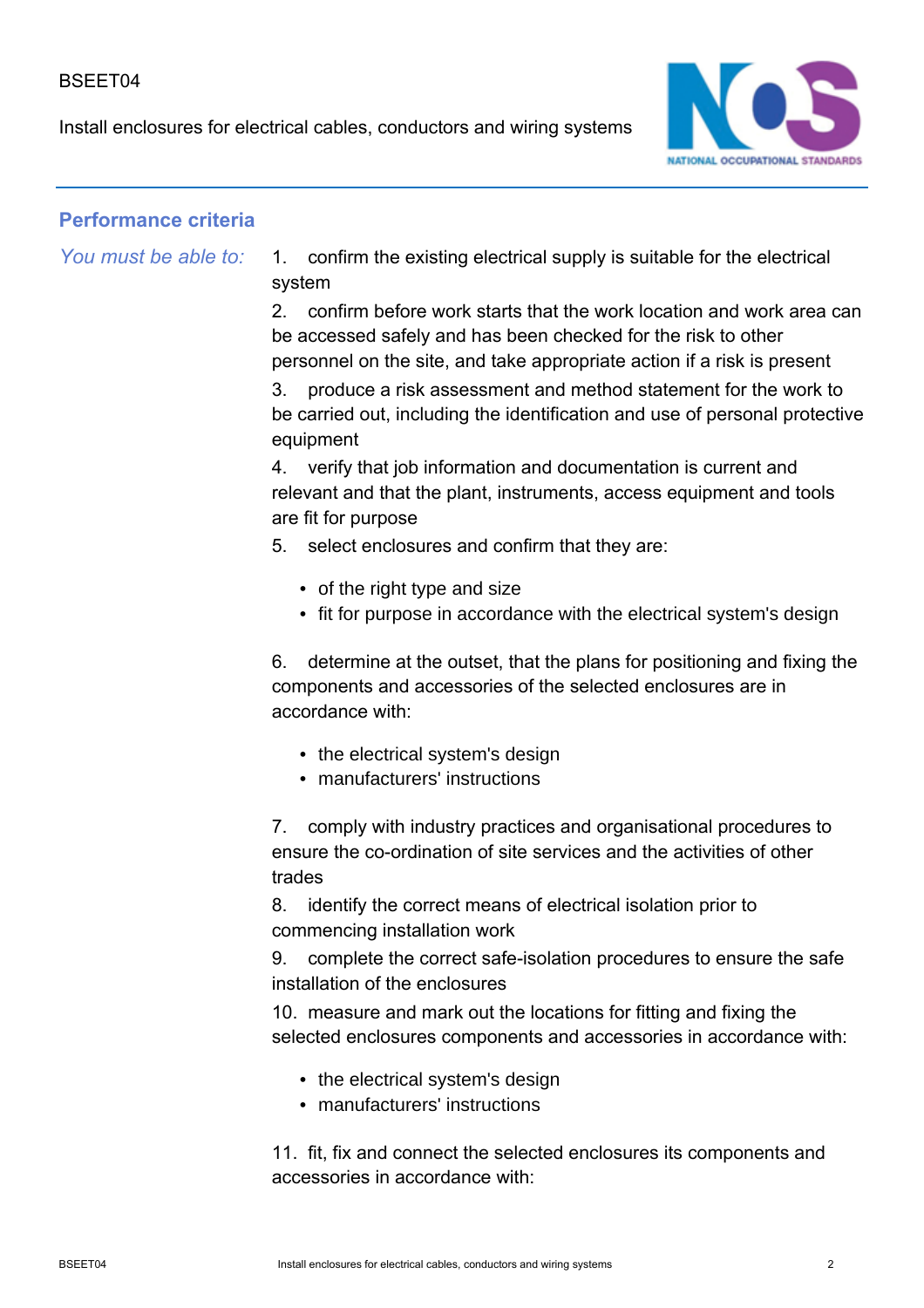## Performance criteria

*You must be able to:*

1. confirm the existing electrical supply is suitable for the electrical system
2. confirm before work starts that the work location and work area can be accessed safely and has been checked for the risk to other personnel on the site, and take appropriate action if a risk is present
3. produce a risk assessment and method statement for the work to be carried out, including the identification and use of personal protective equipment
4. verify that job information and documentation is current and relevant and that the plant, instruments, access equipment and tools are fit for purpose
5. select enclosures and confirm that they are:
   - of the right type and size
   - fit for purpose in accordance with the electrical system's design
6. determine at the outset, that the plans for positioning and fixing the components and accessories of the selected enclosures are in accordance with:
   - the electrical system's design
   - manufacturers' instructions
7. comply with industry practices and organisational procedures to ensure the co-ordination of site services and the activities of other trades
8. identify the correct means of electrical isolation prior to commencing installation work
9. complete the correct safe-isolation procedures to ensure the safe installation of the enclosures
10. measure and mark out the locations for fitting and fixing the selected enclosures components and accessories in accordance with:
    - the electrical system's design
    - manufacturers' instructions
11. fit, fix and connect the selected enclosures its components and accessories in accordance with: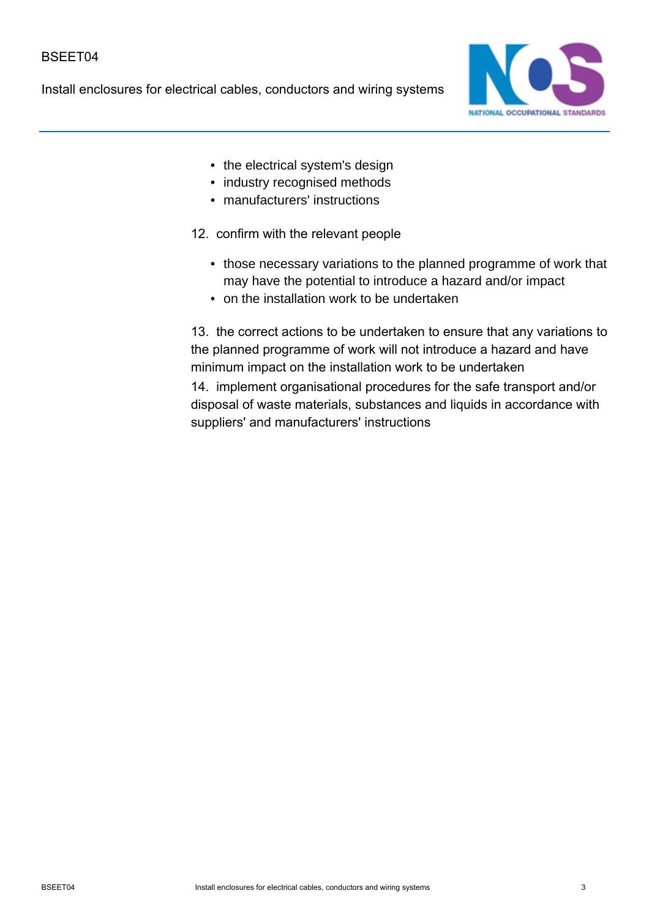- the electrical system's design
- industry recognised methods
- manufacturers' instructions

12. confirm with the relevant people

- those necessary variations to the planned programme of work that may have the potential to introduce a hazard and/or impact
- on the installation work to be undertaken

13. the correct actions to be undertaken to ensure that any variations to the planned programme of work will not introduce a hazard and have minimum impact on the installation work to be undertaken

14. implement organisational procedures for the safe transport and/or disposal of waste materials, substances and liquids in accordance with suppliers' and manufacturers' instructions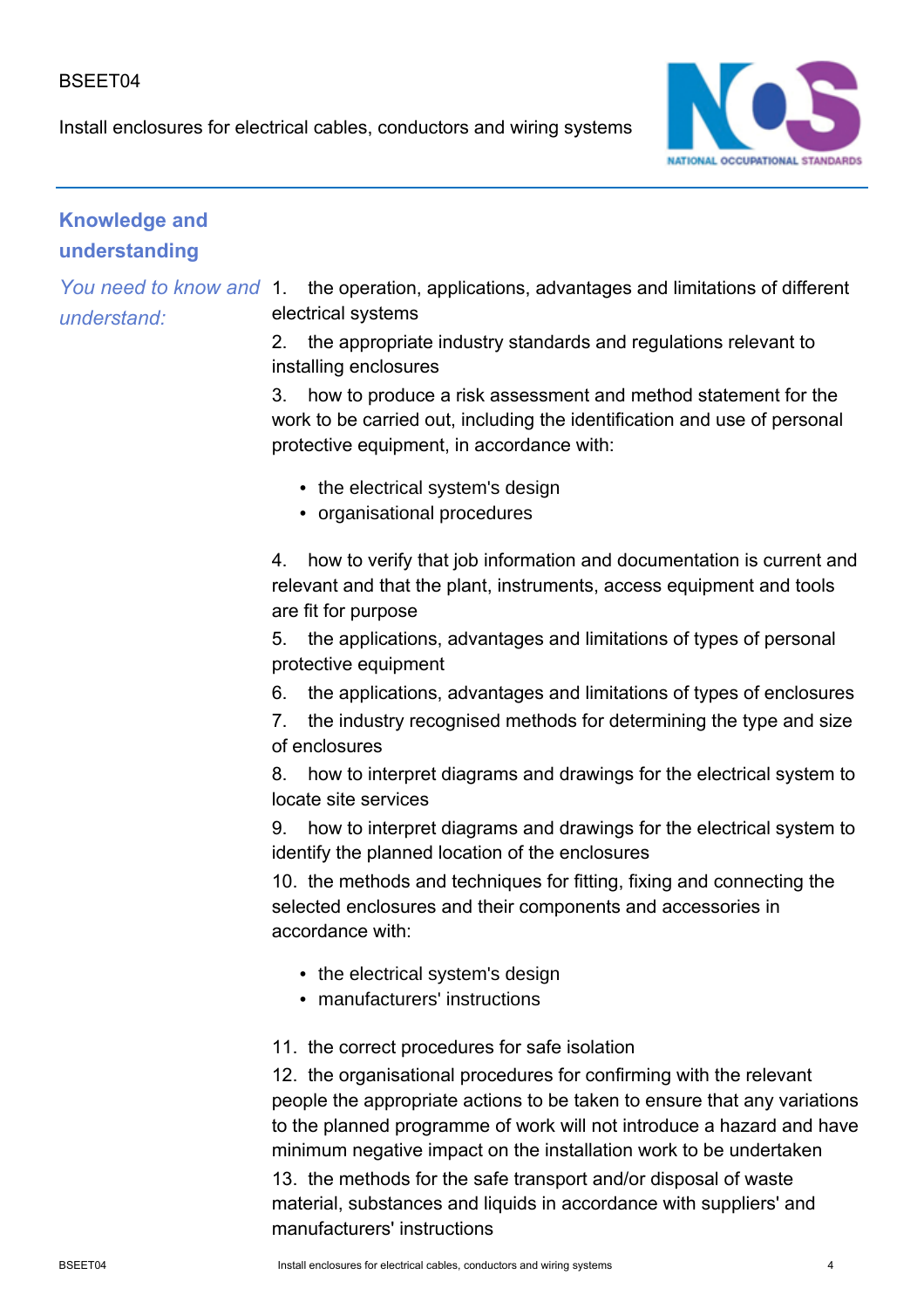## Knowledge and understanding

*You need to know and understand:*

1. the operation, applications, advantages and limitations of different electrical systems
2. the appropriate industry standards and regulations relevant to installing enclosures
3. how to produce a risk assessment and method statement for the work to be carried out, including the identification and use of personal protective equipment, in accordance with:
    - the electrical system's design
    - organisational procedures
4. how to verify that job information and documentation is current and relevant and that the plant, instruments, access equipment and tools are fit for purpose
5. the applications, advantages and limitations of types of personal protective equipment
6. the applications, advantages and limitations of types of enclosures
7. the industry recognised methods for determining the type and size of enclosures
8. how to interpret diagrams and drawings for the electrical system to locate site services
9. how to interpret diagrams and drawings for the electrical system to identify the planned location of the enclosures
10. the methods and techniques for fitting, fixing and connecting the selected enclosures and their components and accessories in accordance with:
    - the electrical system's design
    - manufacturers' instructions
11. the correct procedures for safe isolation
12. the organisational procedures for confirming with the relevant people the appropriate actions to be taken to ensure that any variations to the planned programme of work will not introduce a hazard and have minimum negative impact on the installation work to be undertaken
13. the methods for the safe transport and/or disposal of waste material, substances and liquids in accordance with suppliers' and manufacturers' instructions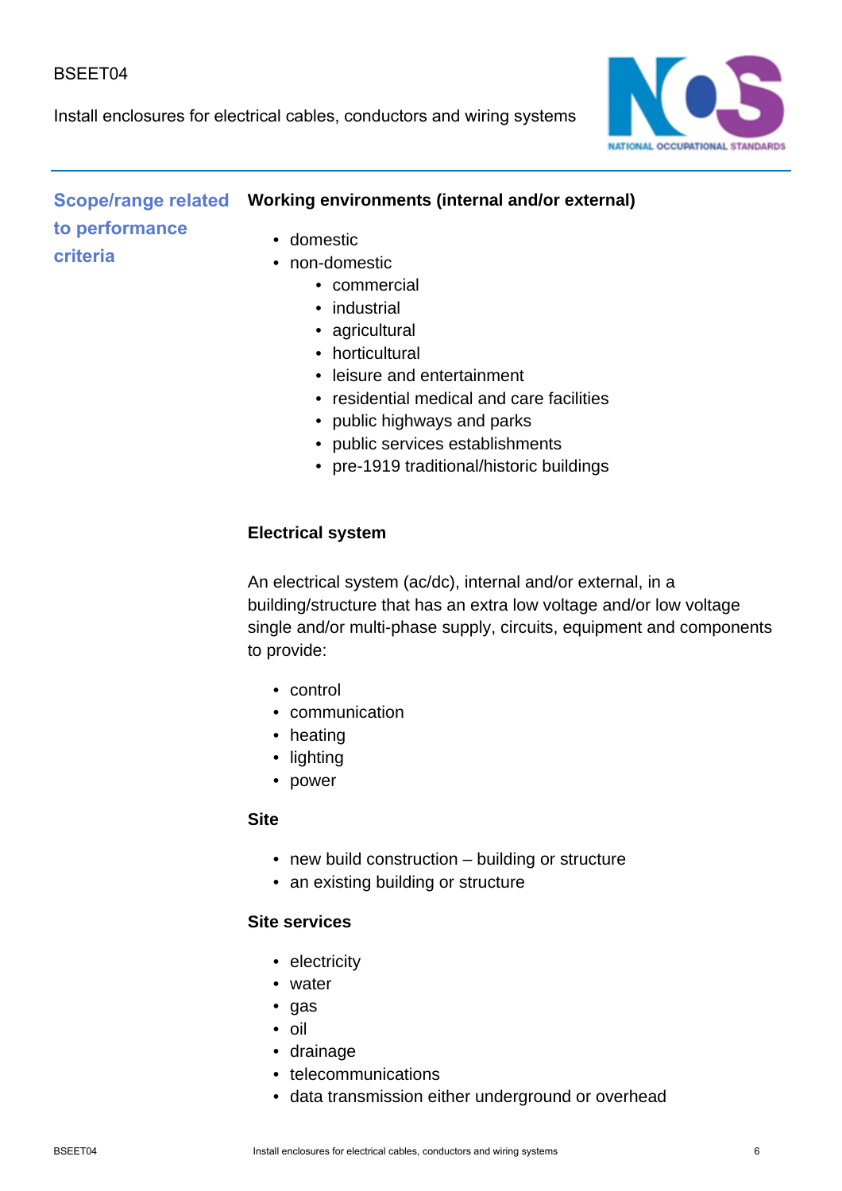## Scope/range related to performance criteria

**Working environments (internal and/or external)**

- domestic
- non-domestic
    - commercial
    - industrial
    - agricultural
    - horticultural
    - leisure and entertainment
    - residential medical and care facilities
    - public highways and parks
    - public services establishments
    - pre-1919 traditional/historic buildings

**Electrical system**

An electrical system (ac/dc), internal and/or external, in a building/structure that has an extra low voltage and/or low voltage single and/or multi-phase supply, circuits, equipment and components to provide:

- control
- communication
- heating
- lighting
- power

**Site**

- new build construction – building or structure
- an existing building or structure

**Site services**

- electricity
- water
- gas
- oil
- drainage
- telecommunications
- data transmission either underground or overhead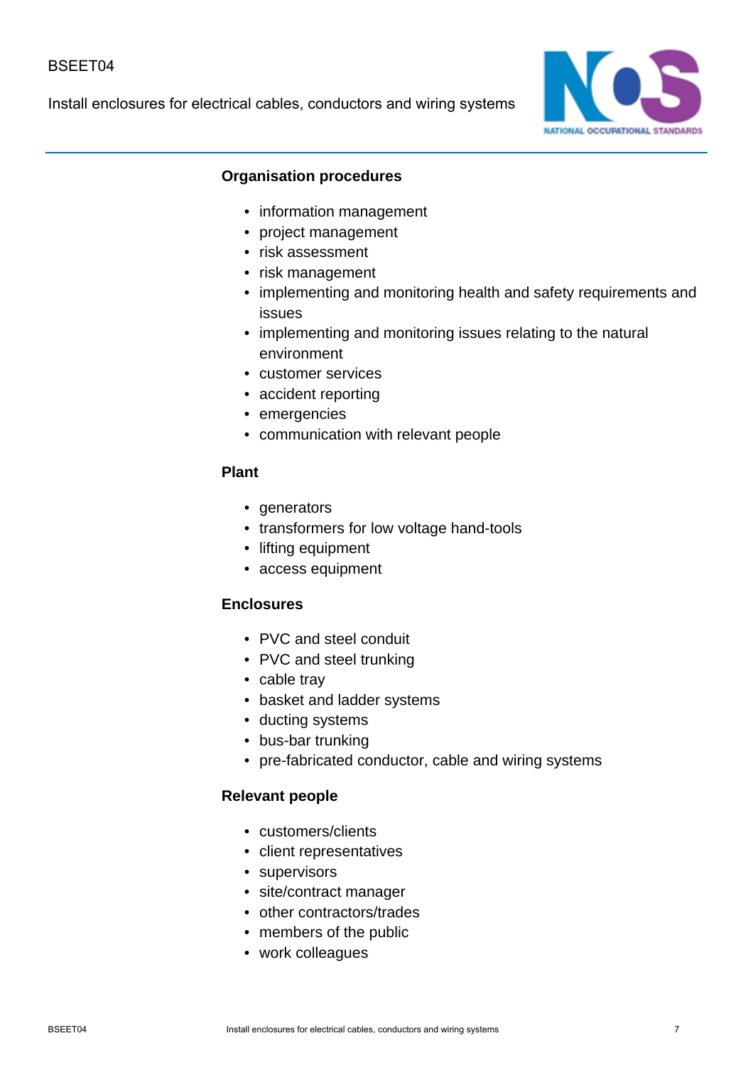**Organisation procedures**

- information management
- project management
- risk assessment
- risk management
- implementing and monitoring health and safety requirements and issues
- implementing and monitoring issues relating to the natural environment
- customer services
- accident reporting
- emergencies
- communication with relevant people

**Plant**

- generators
- transformers for low voltage hand-tools
- lifting equipment
- access equipment

**Enclosures**

- PVC and steel conduit
- PVC and steel trunking
- cable tray
- basket and ladder systems
- ducting systems
- bus-bar trunking
- pre-fabricated conductor, cable and wiring systems

**Relevant people**

- customers/clients
- client representatives
- supervisors
- site/contract manager
- other contractors/trades
- members of the public
- work colleagues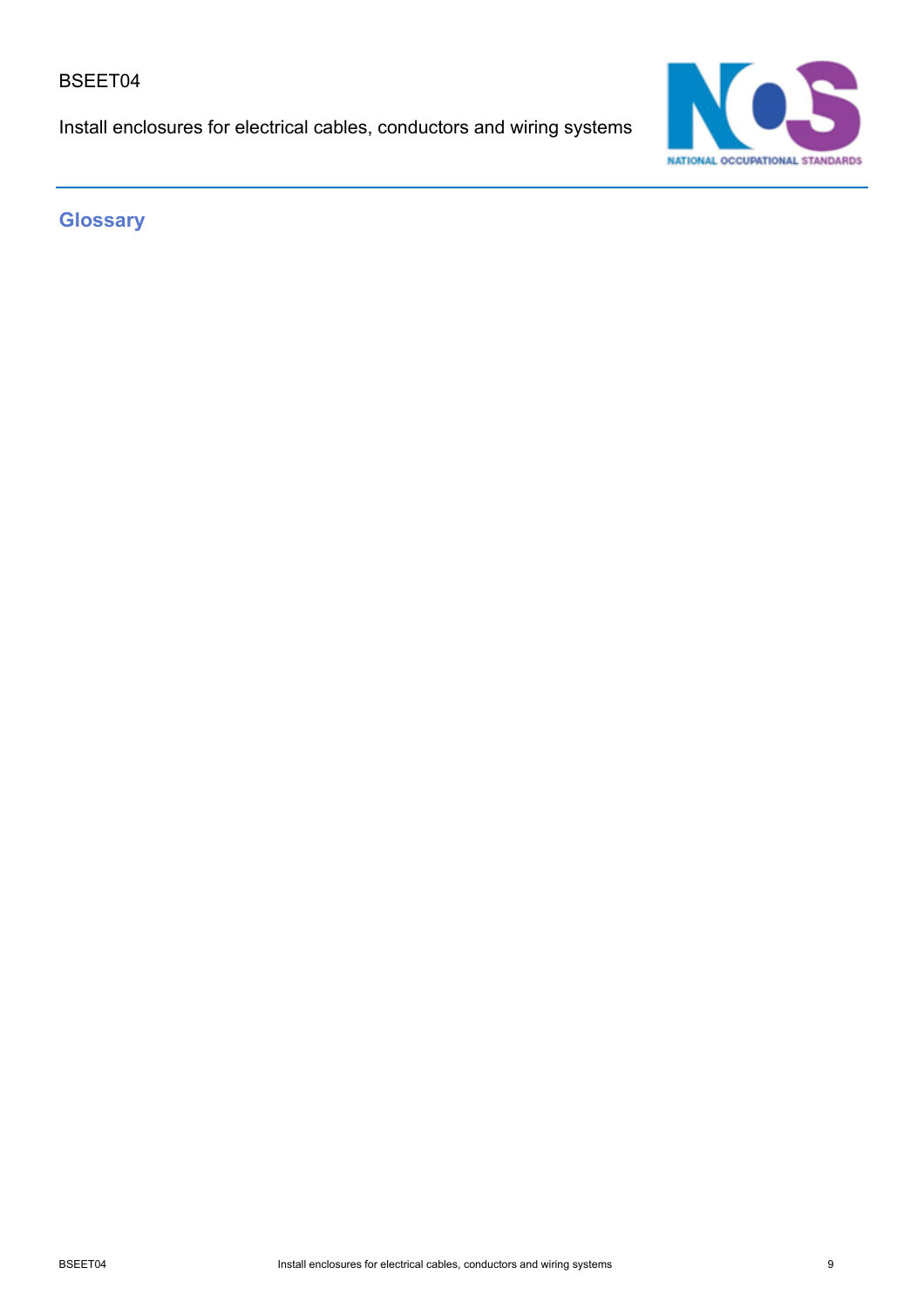## Glossary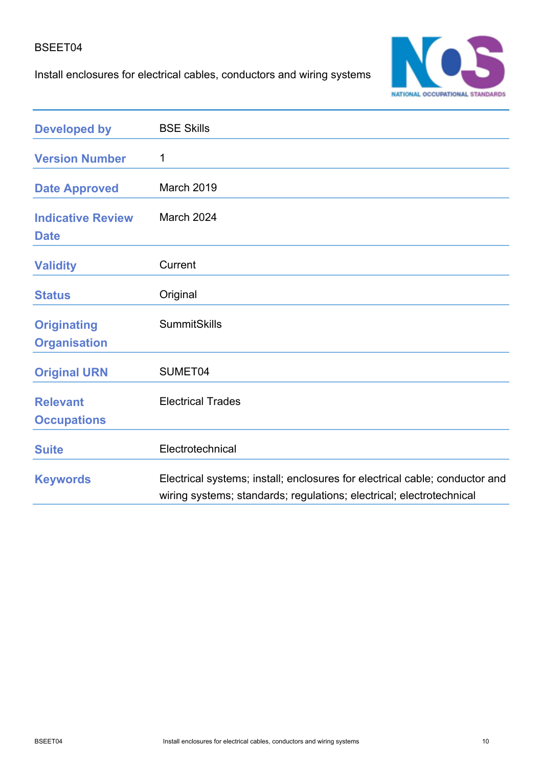BSEET04

Install enclosures for electrical cables, conductors and wiring systems

| | |
|---|---|
| **Developed by** | BSE Skills |
| **Version Number** | 1 |
| **Date Approved** | March 2019 |
| **Indicative Review Date** | March 2024 |
| **Validity** | Current |
| **Status** | Original |
| **Originating Organisation** | SummitSkills |
| **Original URN** | SUMET04 |
| **Relevant Occupations** | Electrical Trades |
| **Suite** | Electrotechnical |
| **Keywords** | Electrical systems; install; enclosures for electrical cable; conductor and wiring systems; standards; regulations; electrical; electrotechnical |